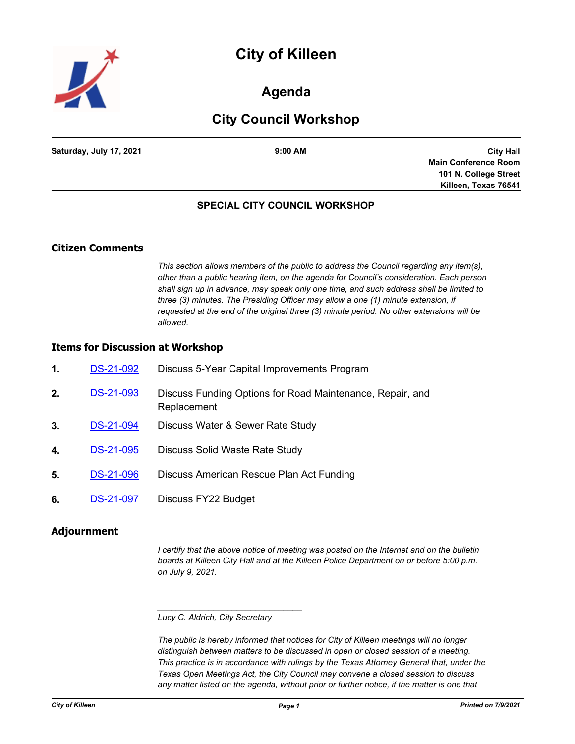# City of Killeen

## Agenda

## City Council Workshop

**Saturday, July 17, 2021** | **9:00 AM** | **City Hall Main Conference Room 101 N. College Street Killeen, Texas 76541**

**SPECIAL CITY COUNCIL WORKSHOP**

### Citizen Comments

*This section allows members of the public to address the Council regarding any item(s), other than a public hearing item, on the agenda for Council's consideration. Each person shall sign up in advance, may speak only one time, and such address shall be limited to three (3) minutes. The Presiding Officer may allow a one (1) minute extension, if requested at the end of the original three (3) minute period. No other extensions will be allowed.*

### Items for Discussion at Workshop

1. DS-21-092 Discuss 5-Year Capital Improvements Program
2. DS-21-093 Discuss Funding Options for Road Maintenance, Repair, and Replacement
3. DS-21-094 Discuss Water & Sewer Rate Study
4. DS-21-095 Discuss Solid Waste Rate Study
5. DS-21-096 Discuss American Rescue Plan Act Funding
6. DS-21-097 Discuss FY22 Budget

### Adjournment

*I certify that the above notice of meeting was posted on the Internet and on the bulletin boards at Killeen City Hall and at the Killeen Police Department on or before 5:00 p.m. on July 9, 2021.*

_______________________________

*Lucy C. Aldrich, City Secretary*

*The public is hereby informed that notices for City of Killeen meetings will no longer distinguish between matters to be discussed in open or closed session of a meeting. This practice is in accordance with rulings by the Texas Attorney General that, under the Texas Open Meetings Act, the City Council may convene a closed session to discuss any matter listed on the agenda, without prior or further notice, if the matter is one that*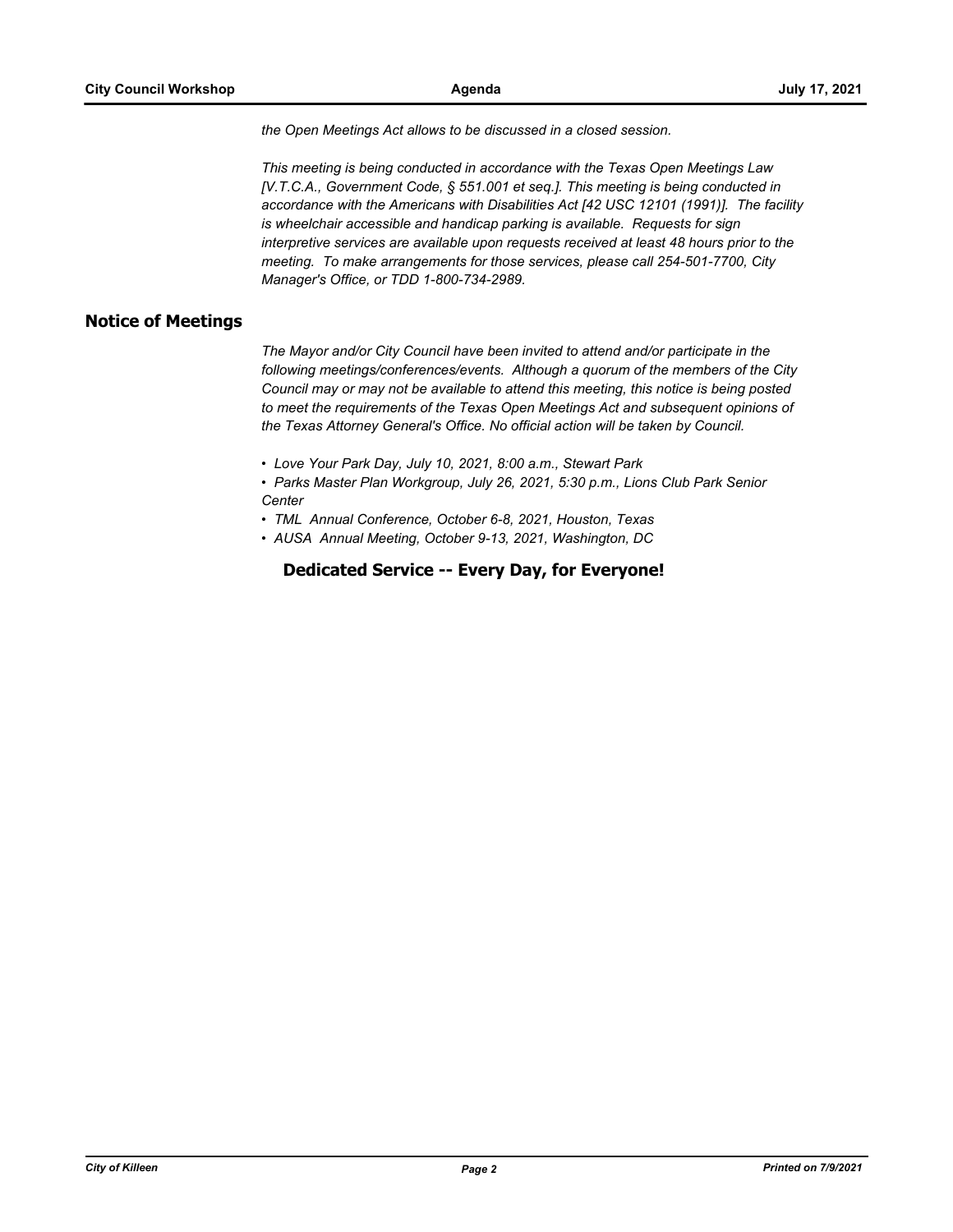*the Open Meetings Act allows to be discussed in a closed session.*

*This meeting is being conducted in accordance with the Texas Open Meetings Law [V.T.C.A., Government Code, § 551.001 et seq.]. This meeting is being conducted in accordance with the Americans with Disabilities Act [42 USC 12101 (1991)]. The facility is wheelchair accessible and handicap parking is available. Requests for sign interpretive services are available upon requests received at least 48 hours prior to the meeting. To make arrangements for those services, please call 254-501-7700, City Manager's Office, or TDD 1-800-734-2989.*

## Notice of Meetings

*The Mayor and/or City Council have been invited to attend and/or participate in the following meetings/conferences/events. Although a quorum of the members of the City Council may or may not be available to attend this meeting, this notice is being posted to meet the requirements of the Texas Open Meetings Act and subsequent opinions of the Texas Attorney General's Office. No official action will be taken by Council.*

- *Love Your Park Day, July 10, 2021, 8:00 a.m., Stewart Park*
- *Parks Master Plan Workgroup, July 26, 2021, 5:30 p.m., Lions Club Park Senior Center*
- *TML Annual Conference, October 6-8, 2021, Houston, Texas*
- *AUSA Annual Meeting, October 9-13, 2021, Washington, DC*

**Dedicated Service -- Every Day, for Everyone!**